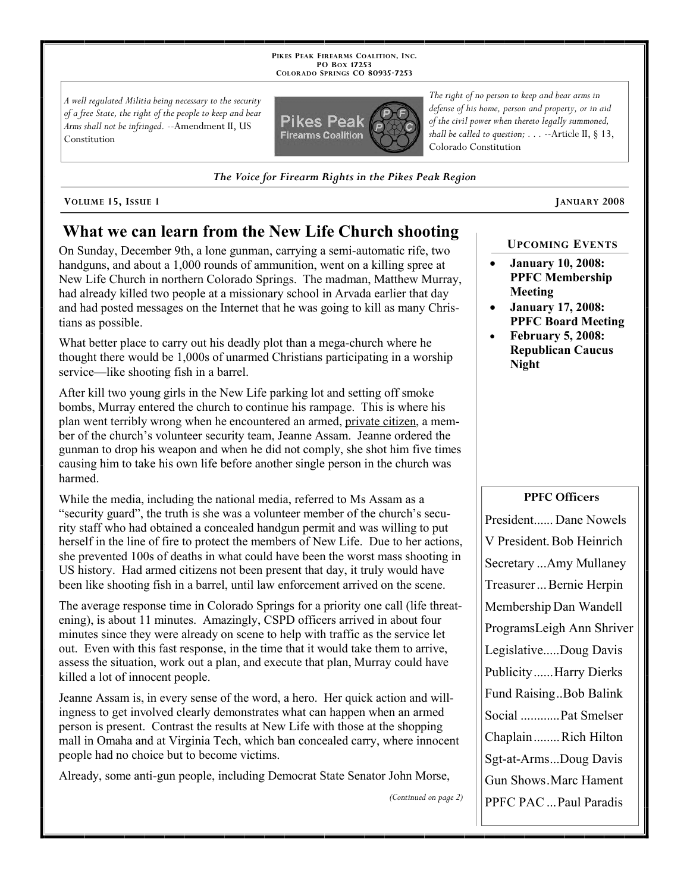PIKES PEAK FIREARMS COALITION, INC.
PO BOX 17253
COLORADO SPRINGS CO 80935-7253

*A well regulated Militia being necessary to the security of a free State, the right of the people to keep and bear Arms shall not be infringed.* --Amendment II, US Constitution

*The right of no person to keep and bear arms in defense of his home, person and property, or in aid of the civil power when thereto legally summoned, shall be called to question; . . .* --Article II, § 13, Colorado Constitution

***The Voice for Firearm Rights in the Pikes Peak Region***

**VOLUME 15, ISSUE 1** **JANUARY 2008**

# What we can learn from the New Life Church shooting

On Sunday, December 9th, a lone gunman, carrying a semi-automatic rifle, two handguns, and about a 1,000 rounds of ammunition, went on a killing spree at New Life Church in northern Colorado Springs. The madman, Matthew Murray, had already killed two people at a missionary school in Arvada earlier that day and had posted messages on the Internet that he was going to kill as many Christians as possible.

What better place to carry out his deadly plot than a mega-church where he thought there would be 1,000s of unarmed Christians participating in a worship service—like shooting fish in a barrel.

After kill two young girls in the New Life parking lot and setting off smoke bombs, Murray entered the church to continue his rampage. This is where his plan went terribly wrong when he encountered an armed, private citizen, a member of the church's volunteer security team, Jeanne Assam. Jeanne ordered the gunman to drop his weapon and when he did not comply, she shot him five times causing him to take his own life before another single person in the church was harmed.

While the media, including the national media, referred to Ms Assam as a "security guard", the truth is she was a volunteer member of the church's security staff who had obtained a concealed handgun permit and was willing to put herself in the line of fire to protect the members of New Life. Due to her actions, she prevented 100s of deaths in what could have been the worst mass shooting in US history. Had armed citizens not been present that day, it truly would have been like shooting fish in a barrel, until law enforcement arrived on the scene.

The average response time in Colorado Springs for a priority one call (life threatening), is about 11 minutes. Amazingly, CSPD officers arrived in about four minutes since they were already on scene to help with traffic as the service let out. Even with this fast response, in the time that it would take them to arrive, assess the situation, work out a plan, and execute that plan, Murray could have killed a lot of innocent people.

Jeanne Assam is, in every sense of the word, a hero. Her quick action and willingness to get involved clearly demonstrates what can happen when an armed person is present. Contrast the results at New Life with those at the shopping mall in Omaha and at Virginia Tech, which ban concealed carry, where innocent people had no choice but to become victims.

Already, some anti-gun people, including Democrat State Senator John Morse,

*(Continued on page 2)*

## UPCOMING EVENTS

- **January 10, 2008: PPFC Membership Meeting**
- **January 17, 2008: PPFC Board Meeting**
- **February 5, 2008: Republican Caucus Night**

## PPFC Officers

| Office | Name |
|---|---|
| President | Dane Nowels |
| V President | Bob Heinrich |
| Secretary | Amy Mullaney |
| Treasurer | Bernie Herpin |
| Membership | Dan Wandell |
| Programs | Leigh Ann Shriver |
| Legislative | Doug Davis |
| Publicity | Harry Dierks |
| Fund Raising | Bob Balink |
| Social | Pat Smelser |
| Chaplain | Rich Hilton |
| Sgt-at-Arms | Doug Davis |
| Gun Shows | Marc Hament |
| PPFC PAC | Paul Paradis |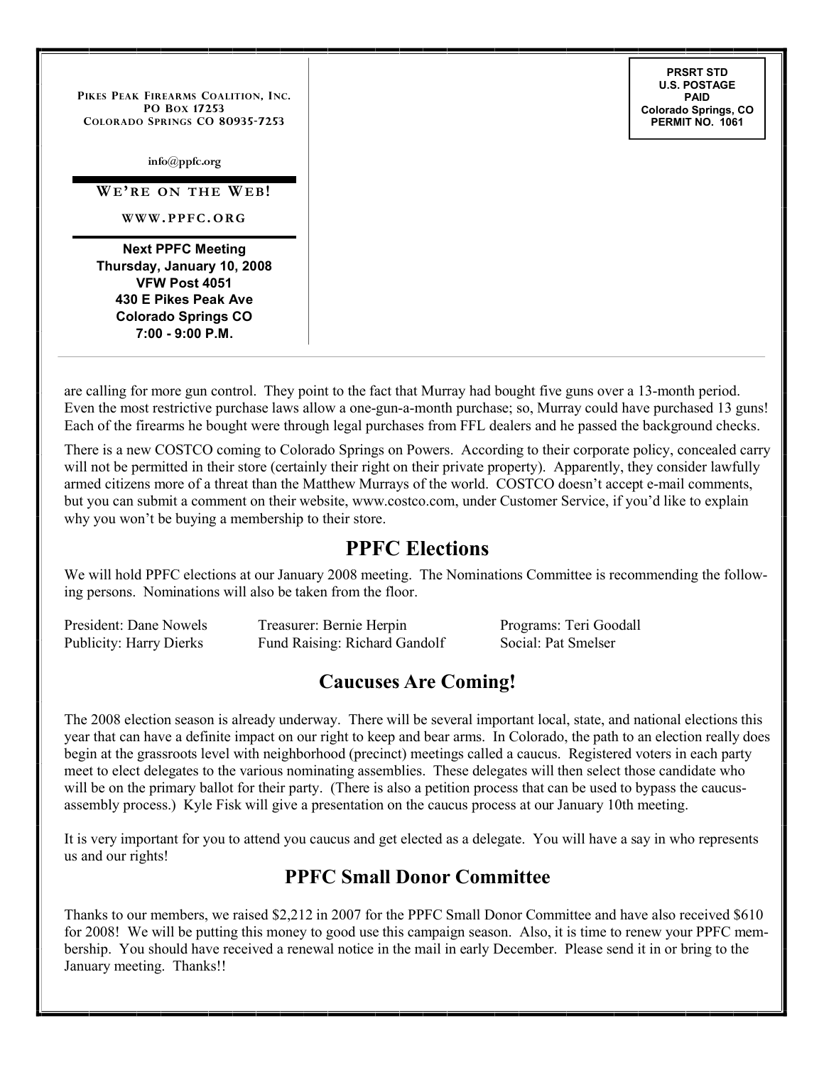Pikes Peak Firearms Coalition, Inc.
PO Box 17253
Colorado Springs CO 80935-7253

info@ppfc.org

**We're on the Web!**

**www.ppfc.org**

**Next PPFC Meeting**
**Thursday, January 10, 2008**
**VFW Post 4051**
**430 E Pikes Peak Ave**
**Colorado Springs CO**
**7:00 - 9:00 P.M.**

PRSRT STD
U.S. POSTAGE
PAID
Colorado Springs, CO
PERMIT NO. 1061

are calling for more gun control. They point to the fact that Murray had bought five guns over a 13-month period. Even the most restrictive purchase laws allow a one-gun-a-month purchase; so, Murray could have purchased 13 guns! Each of the firearms he bought were through legal purchases from FFL dealers and he passed the background checks.

There is a new COSTCO coming to Colorado Springs on Powers. According to their corporate policy, concealed carry will not be permitted in their store (certainly their right on their private property). Apparently, they consider lawfully armed citizens more of a threat than the Matthew Murrays of the world. COSTCO doesn't accept e-mail comments, but you can submit a comment on their website, www.costco.com, under Customer Service, if you'd like to explain why you won't be buying a membership to their store.

## PPFC Elections

We will hold PPFC elections at our January 2008 meeting. The Nominations Committee is recommending the following persons. Nominations will also be taken from the floor.

| | | |
|---|---|---|
| President: Dane Nowels | Treasurer: Bernie Herpin | Programs: Teri Goodall |
| Publicity: Harry Dierks | Fund Raising: Richard Gandolf | Social: Pat Smelser |

## Caucuses Are Coming!

The 2008 election season is already underway. There will be several important local, state, and national elections this year that can have a definite impact on our right to keep and bear arms. In Colorado, the path to an election really does begin at the grassroots level with neighborhood (precinct) meetings called a caucus. Registered voters in each party meet to elect delegates to the various nominating assemblies. These delegates will then select those candidate who will be on the primary ballot for their party. (There is also a petition process that can be used to bypass the caucus-assembly process.) Kyle Fisk will give a presentation on the caucus process at our January 10th meeting.

It is very important for you to attend you caucus and get elected as a delegate. You will have a say in who represents us and our rights!

## PPFC Small Donor Committee

Thanks to our members, we raised $2,212 in 2007 for the PPFC Small Donor Committee and have also received $610 for 2008! We will be putting this money to good use this campaign season. Also, it is time to renew your PPFC membership. You should have received a renewal notice in the mail in early December. Please send it in or bring to the January meeting. Thanks!!